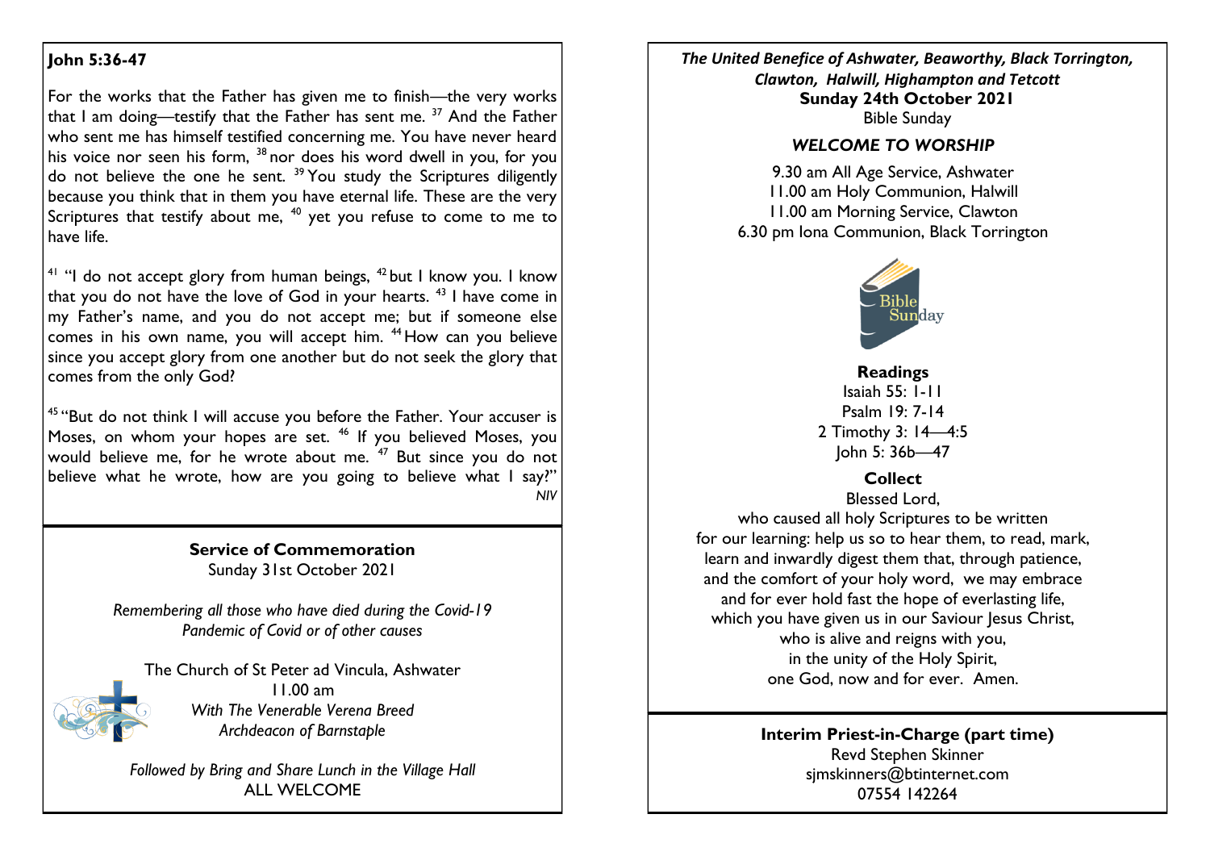## John 5:36-47

For the works that the Father has given me to finish—the very works that I am doing—testify that the Father has sent me. [37] And the Father who sent me has himself testified concerning me. You have never heard his voice nor seen his form, [38] nor does his word dwell in you, for you do not believe the one he sent. [39] You study the Scriptures diligently because you think that in them you have eternal life. These are the very Scriptures that testify about me, [40] yet you refuse to come to me to have life.

[41] "I do not accept glory from human beings, [42] but I know you. I know that you do not have the love of God in your hearts. [43] I have come in my Father's name, and you do not accept me; but if someone else comes in his own name, you will accept him. [44] How can you believe since you accept glory from one another but do not seek the glory that comes from the only God?

[45] "But do not think I will accuse you before the Father. Your accuser is Moses, on whom your hopes are set. [46] If you believed Moses, you would believe me, for he wrote about me. [47] But since you do not believe what he wrote, how are you going to believe what I say?"

*NIV*

**Service of Commemoration**
Sunday 31st October 2021

*Remembering all those who have died during the Covid-19 Pandemic of Covid or of other causes*

The Church of St Peter ad Vincula, Ashwater
11.00 am
*With The Venerable Verena Breed*
*Archdeacon of Barnstaple*

*Followed by Bring and Share Lunch in the Village Hall*
ALL WELCOME

***The United Benefice of Ashwater, Beaworthy, Black Torrington, Clawton, Halwill, Highampton and Tetcott***

**Sunday 24th October 2021**
Bible Sunday

### *WELCOME TO WORSHIP*

9.30 am All Age Service, Ashwater
11.00 am Holy Communion, Halwill
11.00 am Morning Service, Clawton
6.30 pm Iona Communion, Black Torrington

**Readings**
Isaiah 55: 1-11
Psalm 19: 7-14
2 Timothy 3: 14—4:5
John 5: 36b—47

**Collect**

Blessed Lord,
who caused all holy Scriptures to be written
for our learning: help us so to hear them, to read, mark,
learn and inwardly digest them that, through patience,
and the comfort of your holy word, we may embrace
and for ever hold fast the hope of everlasting life,
which you have given us in our Saviour Jesus Christ,
who is alive and reigns with you,
in the unity of the Holy Spirit,
one God, now and for ever. Amen.

**Interim Priest-in-Charge (part time)**
Revd Stephen Skinner
sjmskinners@btinternet.com
07554 142264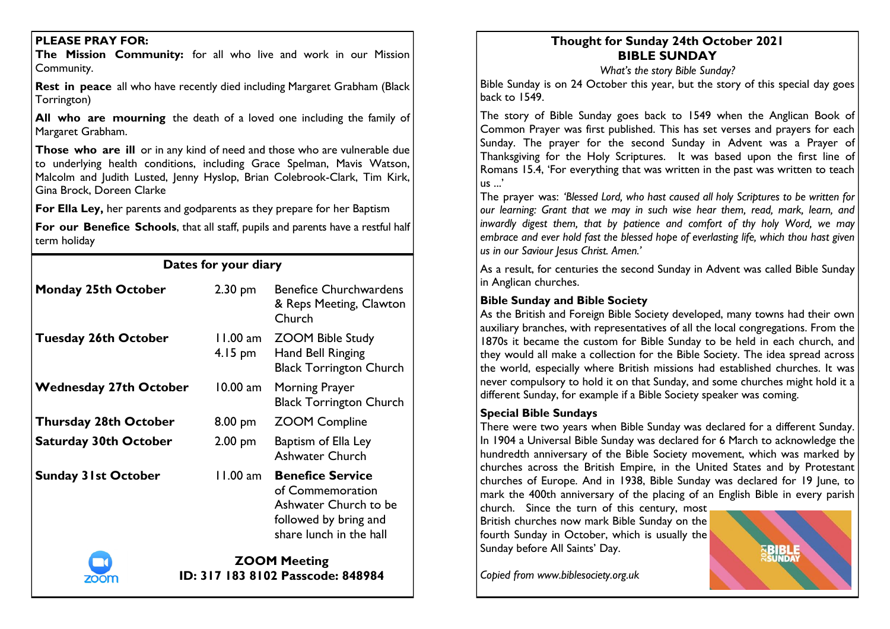**PLEASE PRAY FOR:**

**The Mission Community:** for all who live and work in our Mission Community.

**Rest in peace** all who have recently died including Margaret Grabham (Black Torrington)

**All who are mourning** the death of a loved one including the family of Margaret Grabham.

**Those who are ill** or in any kind of need and those who are vulnerable due to underlying health conditions, including Grace Spelman, Mavis Watson, Malcolm and Judith Lusted, Jenny Hyslop, Brian Colebrook-Clark, Tim Kirk, Gina Brock, Doreen Clarke

**For Ella Ley,** her parents and godparents as they prepare for her Baptism

**For our Benefice Schools**, that all staff, pupils and parents have a restful half term holiday

## Dates for your diary

| | | |
|---|---|---|
| **Monday 25th October** | 2.30 pm | Benefice Churchwardens & Reps Meeting, Clawton Church |
| **Tuesday 26th October** | 11.00 am<br>4.15 pm | ZOOM Bible Study<br>Hand Bell Ringing<br>Black Torrington Church |
| **Wednesday 27th October** | 10.00 am | Morning Prayer<br>Black Torrington Church |
| **Thursday 28th October** | 8.00 pm | ZOOM Compline |
| **Saturday 30th October** | 2.00 pm | Baptism of Ella Ley<br>Ashwater Church |
| **Sunday 31st October** | 11.00 am | **Benefice Service** of Commemoration Ashwater Church to be followed by bring and share lunch in the hall |

**ZOOM Meeting**
**ID: 317 183 8102 Passcode: 848984**

## Thought for Sunday 24th October 2021
## BIBLE SUNDAY

*What's the story Bible Sunday?*

Bible Sunday is on 24 October this year, but the story of this special day goes back to 1549.

The story of Bible Sunday goes back to 1549 when the Anglican Book of Common Prayer was first published. This has set verses and prayers for each Sunday. The prayer for the second Sunday in Advent was a Prayer of Thanksgiving for the Holy Scriptures. It was based upon the first line of Romans 15.4, 'For everything that was written in the past was written to teach us ...'

The prayer was: *'Blessed Lord, who hast caused all holy Scriptures to be written for our learning: Grant that we may in such wise hear them, read, mark, learn, and inwardly digest them, that by patience and comfort of thy holy Word, we may embrace and ever hold fast the blessed hope of everlasting life, which thou hast given us in our Saviour Jesus Christ. Amen.'*

As a result, for centuries the second Sunday in Advent was called Bible Sunday in Anglican churches.

**Bible Sunday and Bible Society**

As the British and Foreign Bible Society developed, many towns had their own auxiliary branches, with representatives of all the local congregations. From the 1870s it became the custom for Bible Sunday to be held in each church, and they would all make a collection for the Bible Society. The idea spread across the world, especially where British missions had established churches. It was never compulsory to hold it on that Sunday, and some churches might hold it a different Sunday, for example if a Bible Society speaker was coming.

**Special Bible Sundays**

There were two years when Bible Sunday was declared for a different Sunday. In 1904 a Universal Bible Sunday was declared for 6 March to acknowledge the hundredth anniversary of the Bible Society movement, which was marked by churches across the British Empire, in the United States and by Protestant churches of Europe. And in 1938, Bible Sunday was declared for 19 June, to mark the 400th anniversary of the placing of an English Bible in every parish church. Since the turn of this century, most British churches now mark Bible Sunday on the fourth Sunday in October, which is usually the Sunday before All Saints' Day.

*Copied from www.biblesociety.org.uk*